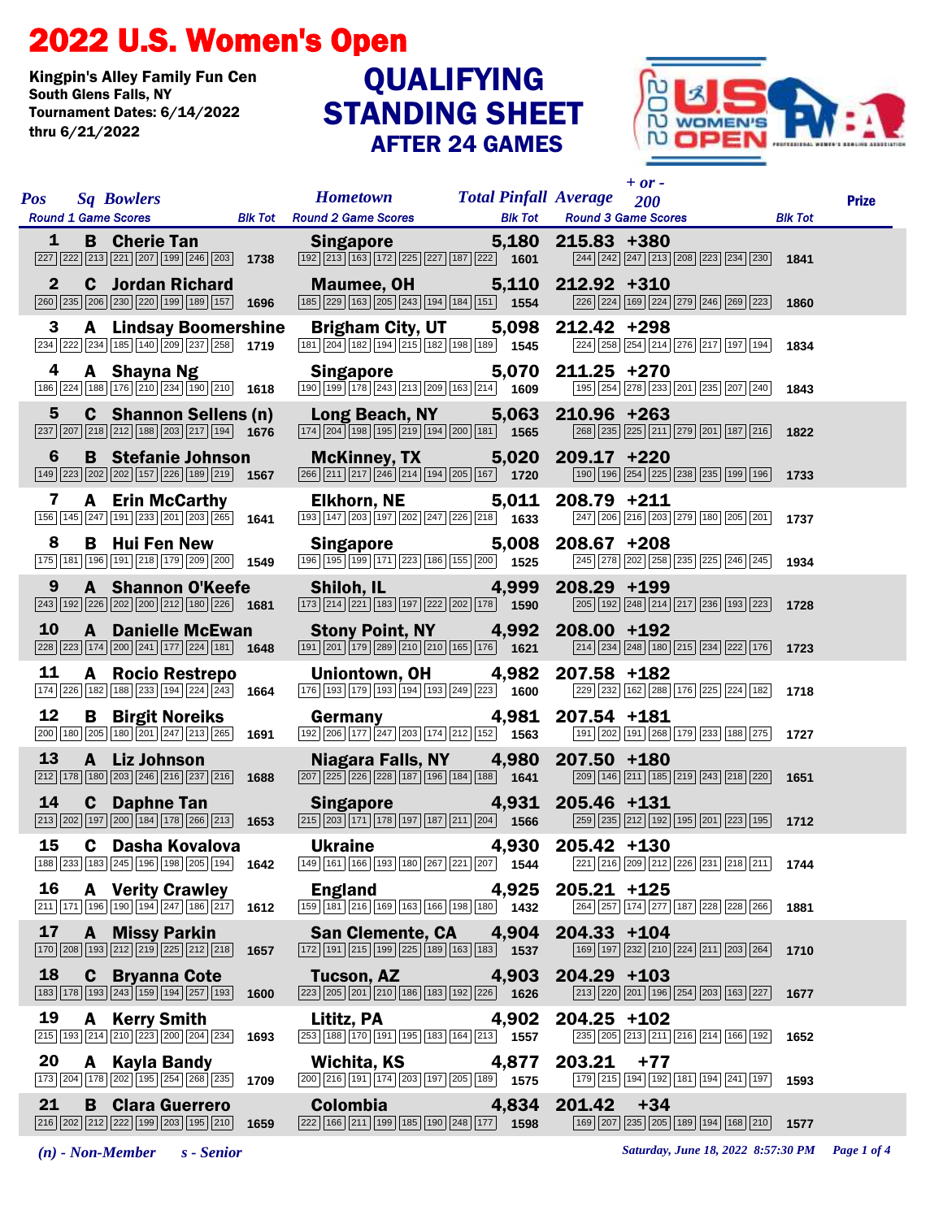# 2022 U.S. Women's Open

Kingpin's Alley Family Fun Cen
South Glens Falls, NY
Tournament Dates: 6/14/2022 thru 6/21/2022

## QUALIFYING STANDING SHEET
### AFTER 24 GAMES

| Pos | Sq | Bowlers | Hometown | Total Pinfall | Average | + or - 200 | Prize |
|---|---|---|---|---|---|---|---|
| Round 1 Game Scores | | Blk Tot | Round 2 Game Scores | Blk Tot | Round 3 Game Scores | Blk Tot | |
| 1 | B | Cherie Tan | Singapore | 5,180 | 215.83 | +380 | |
| 227 222 213 221 207 199 246 203 | | 1738 | 192 213 163 172 225 227 187 222 | 1601 | 244 242 247 213 208 223 234 230 | 1841 | |
| 2 | C | Jordan Richard | Maumee, OH | 5,110 | 212.92 | +310 | |
| 260 235 206 230 220 199 189 157 | | 1696 | 185 229 163 205 243 194 184 151 | 1554 | 226 224 169 224 279 246 269 223 | 1860 | |
| 3 | A | Lindsay Boomershine | Brigham City, UT | 5,098 | 212.42 | +298 | |
| 234 222 234 185 140 209 237 258 | | 1719 | 181 204 182 194 215 182 198 189 | 1545 | 224 258 254 214 276 217 197 194 | 1834 | |
| 4 | A | Shayna Ng | Singapore | 5,070 | 211.25 | +270 | |
| 186 224 188 176 210 234 190 210 | | 1618 | 190 199 178 243 213 209 163 214 | 1609 | 195 254 278 233 201 235 207 240 | 1843 | |
| 5 | C | Shannon Sellens (n) | Long Beach, NY | 5,063 | 210.96 | +263 | |
| 237 207 218 212 188 203 217 194 | | 1676 | 174 204 198 195 219 194 200 181 | 1565 | 268 235 225 211 279 201 187 216 | 1822 | |
| 6 | B | Stefanie Johnson | McKinney, TX | 5,020 | 209.17 | +220 | |
| 149 223 202 202 157 226 189 219 | | 1567 | 266 211 217 246 214 194 205 167 | 1720 | 190 196 254 225 238 235 199 196 | 1733 | |
| 7 | A | Erin McCarthy | Elkhorn, NE | 5,011 | 208.79 | +211 | |
| 156 145 247 191 233 201 203 265 | | 1641 | 193 147 203 197 202 247 226 218 | 1633 | 247 206 216 203 279 180 205 201 | 1737 | |
| 8 | B | Hui Fen New | Singapore | 5,008 | 208.67 | +208 | |
| 175 181 196 191 218 179 209 200 | | 1549 | 196 195 199 171 223 186 155 200 | 1525 | 245 278 202 258 235 225 246 245 | 1934 | |
| 9 | A | Shannon O'Keefe | Shiloh, IL | 4,999 | 208.29 | +199 | |
| 243 192 226 202 200 212 180 226 | | 1681 | 173 214 221 183 197 222 202 178 | 1590 | 205 192 248 214 217 236 193 223 | 1728 | |
| 10 | A | Danielle McEwan | Stony Point, NY | 4,992 | 208.00 | +192 | |
| 228 223 174 200 241 177 224 181 | | 1648 | 191 201 179 289 210 210 165 176 | 1621 | 214 234 248 180 215 234 222 176 | 1723 | |
| 11 | A | Rocio Restrepo | Uniontown, OH | 4,982 | 207.58 | +182 | |
| 174 226 182 188 233 194 224 243 | | 1664 | 176 193 179 193 194 193 249 223 | 1600 | 229 232 162 288 176 225 224 182 | 1718 | |
| 12 | B | Birgit Noreiks | Germany | 4,981 | 207.54 | +181 | |
| 200 180 205 180 201 247 213 265 | | 1691 | 192 206 177 247 203 174 212 152 | 1563 | 191 202 191 268 179 233 188 275 | 1727 | |
| 13 | A | Liz Johnson | Niagara Falls, NY | 4,980 | 207.50 | +180 | |
| 212 178 180 203 246 216 237 216 | | 1688 | 207 225 226 228 187 196 184 188 | 1641 | 209 146 211 185 219 243 218 220 | 1651 | |
| 14 | C | Daphne Tan | Singapore | 4,931 | 205.46 | +131 | |
| 213 202 197 200 184 178 266 213 | | 1653 | 215 203 171 178 197 187 211 204 | 1566 | 259 235 212 192 195 201 223 195 | 1712 | |
| 15 | C | Dasha Kovalova | Ukraine | 4,930 | 205.42 | +130 | |
| 188 233 183 245 196 198 205 194 | | 1642 | 149 161 166 193 180 267 221 207 | 1544 | 221 216 209 212 226 231 218 211 | 1744 | |
| 16 | A | Verity Crawley | England | 4,925 | 205.21 | +125 | |
| 211 171 196 190 194 247 186 217 | | 1612 | 159 181 216 169 163 166 198 180 | 1432 | 264 257 174 277 187 228 228 266 | 1881 | |
| 17 | A | Missy Parkin | San Clemente, CA | 4,904 | 204.33 | +104 | |
| 170 208 193 212 219 225 212 218 | | 1657 | 172 191 215 199 225 189 163 183 | 1537 | 169 197 232 210 224 211 203 264 | 1710 | |
| 18 | C | Bryanna Cote | Tucson, AZ | 4,903 | 204.29 | +103 | |
| 183 178 193 243 159 194 257 193 | | 1600 | 223 205 201 210 186 183 192 226 | 1626 | 213 220 201 196 254 203 163 227 | 1677 | |
| 19 | A | Kerry Smith | Lititz, PA | 4,902 | 204.25 | +102 | |
| 215 193 214 210 223 200 204 234 | | 1693 | 253 188 170 191 195 183 164 213 | 1557 | 235 205 213 211 216 214 166 192 | 1652 | |
| 20 | A | Kayla Bandy | Wichita, KS | 4,877 | 203.21 | +77 | |
| 173 204 178 202 195 254 268 235 | | 1709 | 200 216 191 174 203 197 205 189 | 1575 | 179 215 194 192 181 194 241 197 | 1593 | |
| 21 | B | Clara Guerrero | Colombia | 4,834 | 201.42 | +34 | |
| 216 202 212 222 199 203 195 210 | | 1659 | 222 166 211 199 185 190 248 177 | 1598 | 169 207 235 205 189 194 168 210 | 1577 | |

*(n) - Non-Member* *s - Senior*

*Saturday, June 18, 2022 8:57:30 PM*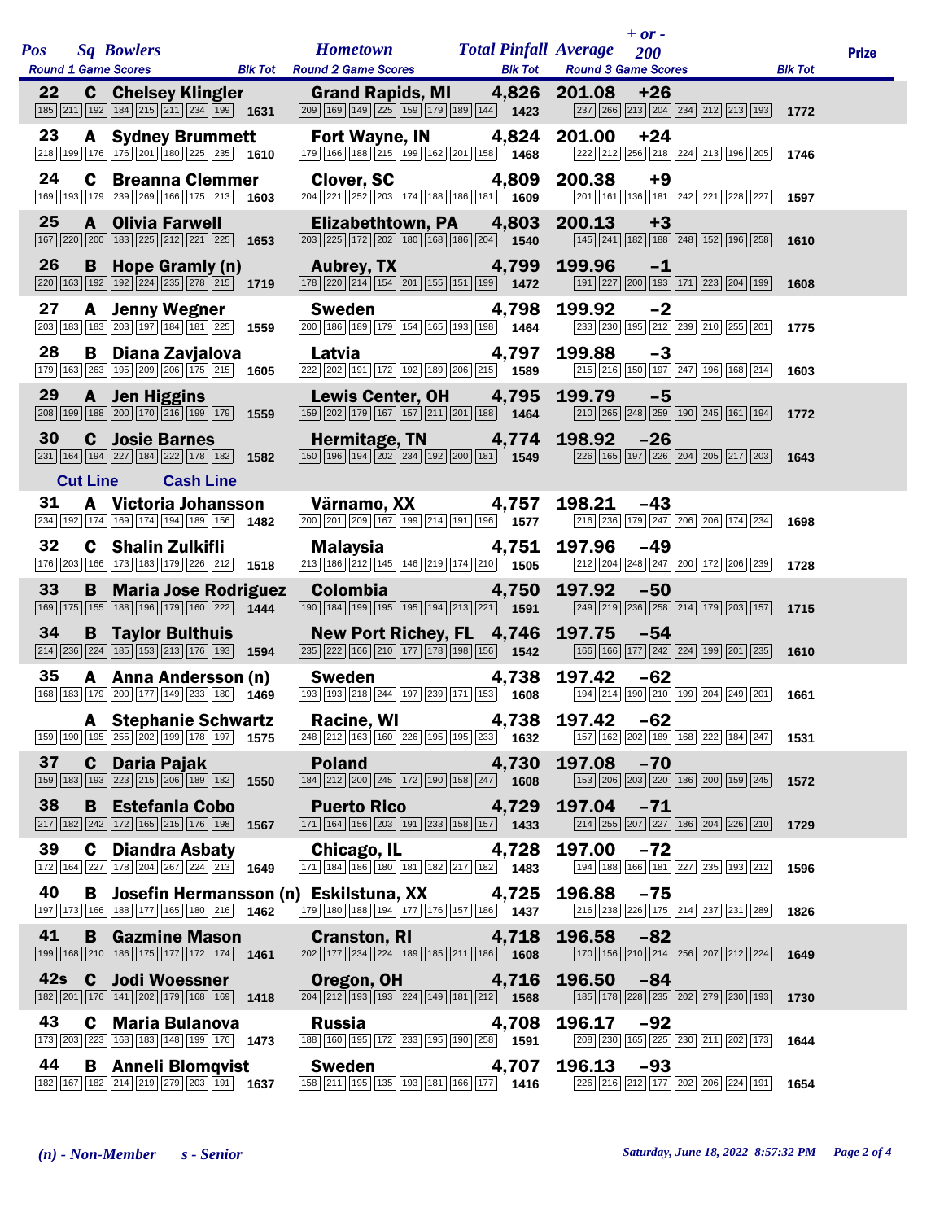| Pos | Sq | Bowlers | Hometown | Total Pinfall | Average | + or - 200 | Prize |
|---|---|---|---|---|---|---|---|
| Round 1 Game Scores | | | Blk Tot | Round 2 Game Scores | Blk Tot | Round 3 Game Scores | Blk Tot |
| 22 | C | Chelsey Klingler | Grand Rapids, MI | 4,826 | 201.08 | +26 | |
| 185 211 192 184 215 211 234 199 | | | 1631 | 209 169 149 225 159 179 189 144 | 1423 | 237 266 213 204 234 212 213 193 | 1772 |
| 23 | A | Sydney Brummett | Fort Wayne, IN | 4,824 | 201.00 | +24 | |
| 218 199 176 176 201 180 225 235 | | | 1610 | 179 166 188 215 199 162 201 158 | 1468 | 222 212 256 218 224 213 196 205 | 1746 |
| 24 | C | Breanna Clemmer | Clover, SC | 4,809 | 200.38 | +9 | |
| 169 193 179 239 269 166 175 213 | | | 1603 | 204 221 252 203 174 188 186 181 | 1609 | 201 161 136 181 242 221 228 227 | 1597 |
| 25 | A | Olivia Farwell | Elizabethtown, PA | 4,803 | 200.13 | +3 | |
| 167 220 200 183 225 212 221 225 | | | 1653 | 203 225 172 202 180 168 186 204 | 1540 | 145 241 182 188 248 152 196 258 | 1610 |
| 26 | B | Hope Gramly (n) | Aubrey, TX | 4,799 | 199.96 | -1 | |
| 220 163 192 192 224 235 278 215 | | | 1719 | 178 220 214 154 201 155 151 199 | 1472 | 191 227 200 193 171 223 204 199 | 1608 |
| 27 | A | Jenny Wegner | Sweden | 4,798 | 199.92 | -2 | |
| 203 183 183 203 197 184 181 225 | | | 1559 | 200 186 189 179 154 165 193 198 | 1464 | 233 230 195 212 239 210 255 201 | 1775 |
| 28 | B | Diana Zavjalova | Latvia | 4,797 | 199.88 | -3 | |
| 179 163 263 195 209 206 175 215 | | | 1605 | 222 202 191 172 192 189 206 215 | 1589 | 215 216 150 197 247 196 168 214 | 1603 |
| 29 | A | Jen Higgins | Lewis Center, OH | 4,795 | 199.79 | -5 | |
| 208 199 188 200 170 216 199 179 | | | 1559 | 159 202 179 167 157 211 201 188 | 1464 | 210 265 248 259 190 245 161 194 | 1772 |
| 30 | C | Josie Barnes | Hermitage, TN | 4,774 | 198.92 | -26 | |
| 231 164 194 227 184 222 178 182 | | | 1582 | 150 196 194 202 234 192 200 181 | 1549 | 226 165 197 226 204 205 217 203 | 1643 |
| Cut Line | | Cash Line | | | | | |
| 31 | A | Victoria Johansson | Värnamo, XX | 4,757 | 198.21 | -43 | |
| 234 192 174 169 174 194 189 156 | | | 1482 | 200 201 209 167 199 214 191 196 | 1577 | 216 236 179 247 206 206 174 234 | 1698 |
| 32 | C | Shalin Zulkifli | Malaysia | 4,751 | 197.96 | -49 | |
| 176 203 166 173 183 179 226 212 | | | 1518 | 213 186 212 145 146 219 174 210 | 1505 | 212 204 248 247 200 172 206 239 | 1728 |
| 33 | B | Maria Jose Rodriguez | Colombia | 4,750 | 197.92 | -50 | |
| 169 175 155 188 196 179 160 222 | | | 1444 | 190 184 199 195 195 194 213 221 | 1591 | 249 219 236 258 214 179 203 157 | 1715 |
| 34 | B | Taylor Bulthuis | New Port Richey, FL | 4,746 | 197.75 | -54 | |
| 214 236 224 185 153 213 176 193 | | | 1594 | 235 222 166 210 177 178 198 156 | 1542 | 166 166 177 242 224 199 201 235 | 1610 |
| 35 | A | Anna Andersson (n) | Sweden | 4,738 | 197.42 | -62 | |
| 168 183 179 200 177 149 233 180 | | | 1469 | 193 193 218 244 197 239 171 153 | 1608 | 194 214 190 210 199 204 249 201 | 1661 |
| | A | Stephanie Schwartz | Racine, WI | 4,738 | 197.42 | -62 | |
| 159 190 195 255 202 199 178 197 | | | 1575 | 248 212 163 160 226 195 195 233 | 1632 | 157 162 202 189 168 222 184 247 | 1531 |
| 37 | C | Daria Pajak | Poland | 4,730 | 197.08 | -70 | |
| 159 183 193 223 215 206 189 182 | | | 1550 | 184 212 200 245 172 190 158 247 | 1608 | 153 206 203 220 186 200 159 245 | 1572 |
| 38 | B | Estefania Cobo | Puerto Rico | 4,729 | 197.04 | -71 | |
| 217 182 242 172 165 215 176 198 | | | 1567 | 171 164 156 203 191 233 158 157 | 1433 | 214 255 207 227 186 204 226 210 | 1729 |
| 39 | C | Diandra Asbaty | Chicago, IL | 4,728 | 197.00 | -72 | |
| 172 164 227 178 204 267 224 213 | | | 1649 | 171 184 186 180 181 182 217 182 | 1483 | 194 188 166 181 227 235 193 212 | 1596 |
| 40 | B | Josefin Hermansson (n) | Eskilstuna, XX | 4,725 | 196.88 | -75 | |
| 197 173 166 188 177 165 180 216 | | | 1462 | 179 180 188 194 177 176 157 186 | 1437 | 216 238 226 175 214 237 231 289 | 1826 |
| 41 | B | Gazmine Mason | Cranston, RI | 4,718 | 196.58 | -82 | |
| 199 168 210 186 175 177 172 174 | | | 1461 | 202 177 234 224 189 185 211 186 | 1608 | 170 156 210 214 256 207 212 224 | 1649 |
| 42s | C | Jodi Woessner | Oregon, OH | 4,716 | 196.50 | -84 | |
| 182 201 176 141 202 179 168 169 | | | 1418 | 204 212 193 193 224 149 181 212 | 1568 | 185 178 228 235 202 279 230 193 | 1730 |
| 43 | C | Maria Bulanova | Russia | 4,708 | 196.17 | -92 | |
| 173 203 223 168 183 148 199 176 | | | 1473 | 188 160 195 172 233 195 190 258 | 1591 | 208 230 165 225 230 211 202 173 | 1644 |
| 44 | B | Anneli Blomqvist | Sweden | 4,707 | 196.13 | -93 | |
| 182 167 182 214 219 279 203 191 | | | 1637 | 158 211 195 135 193 181 166 177 | 1416 | 226 216 212 177 202 206 224 191 | 1654 |

*(n) - Non-Member* *s - Senior*

*Saturday, June 18, 2022 8:57:32 PM*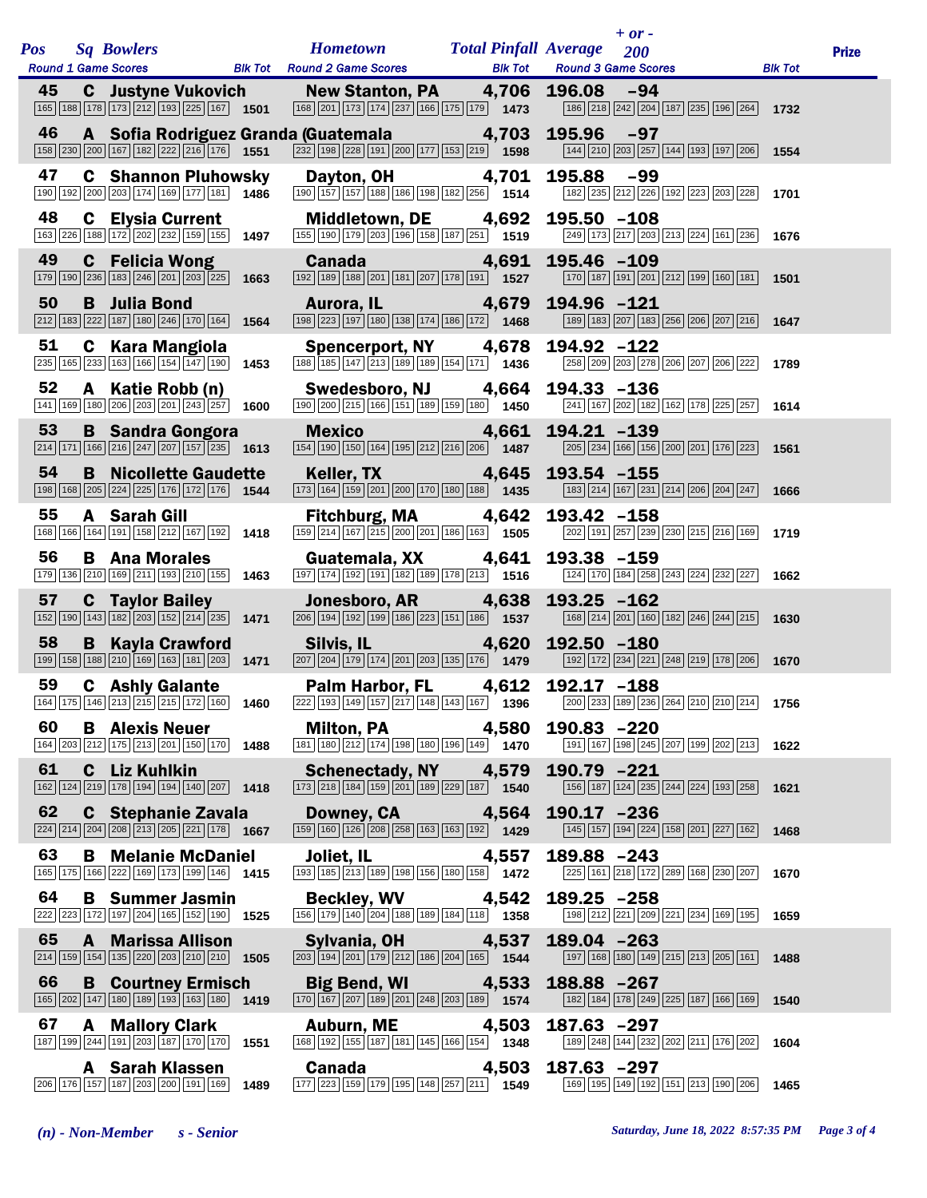| Pos | Sq | Bowlers | Hometown | Total Pinfall | Average | + or - 200 | Prize |
|---|---|---|---|---|---|---|---|
| 45 | C | Justyne Vukovich | New Stanton, PA | 4,706 | 196.08 | -94 | |
| | | Round 1: 165 188 178 173 212 193 225 167 — 1501 | Round 2: 168 201 173 174 237 166 175 179 — 1473 | | Round 3: 186 218 242 204 187 235 196 264 — 1732 | | |
| 46 | A | Sofia Rodriguez Granda | (Guatemala | 4,703 | 195.96 | -97 | |
| | | Round 1: 158 230 200 167 182 222 216 176 — 1551 | Round 2: 232 198 228 191 200 177 153 219 — 1598 | | Round 3: 144 210 203 257 144 193 197 206 — 1554 | | |
| 47 | C | Shannon Pluhowsky | Dayton, OH | 4,701 | 195.88 | -99 | |
| | | Round 1: 190 192 200 203 174 169 177 181 — 1486 | Round 2: 190 157 157 188 186 198 182 256 — 1514 | | Round 3: 182 235 212 226 192 223 203 228 — 1701 | | |
| 48 | C | Elysia Current | Middletown, DE | 4,692 | 195.50 | -108 | |
| | | Round 1: 163 226 188 172 202 232 159 155 — 1497 | Round 2: 155 190 179 203 196 158 187 251 — 1519 | | Round 3: 249 173 217 203 213 224 161 236 — 1676 | | |
| 49 | C | Felicia Wong | Canada | 4,691 | 195.46 | -109 | |
| | | Round 1: 179 190 236 183 246 201 203 225 — 1663 | Round 2: 192 189 188 201 181 207 178 191 — 1527 | | Round 3: 170 187 191 201 212 199 160 181 — 1501 | | |
| 50 | B | Julia Bond | Aurora, IL | 4,679 | 194.96 | -121 | |
| | | Round 1: 212 183 222 187 180 246 170 164 — 1564 | Round 2: 198 223 197 180 138 174 186 172 — 1468 | | Round 3: 189 183 207 183 256 206 207 216 — 1647 | | |
| 51 | C | Kara Mangiola | Spencerport, NY | 4,678 | 194.92 | -122 | |
| | | Round 1: 235 165 233 163 166 154 147 190 — 1453 | Round 2: 188 185 147 213 189 189 154 171 — 1436 | | Round 3: 258 209 203 278 206 207 206 222 — 1789 | | |
| 52 | A | Katie Robb (n) | Swedesboro, NJ | 4,664 | 194.33 | -136 | |
| | | Round 1: 141 169 180 206 203 201 243 257 — 1600 | Round 2: 190 200 215 166 151 189 159 180 — 1450 | | Round 3: 241 167 202 182 162 178 225 257 — 1614 | | |
| 53 | B | Sandra Gongora | Mexico | 4,661 | 194.21 | -139 | |
| | | Round 1: 214 171 166 216 247 207 157 235 — 1613 | Round 2: 154 190 150 164 195 212 216 206 — 1487 | | Round 3: 205 234 166 156 200 201 176 223 — 1561 | | |
| 54 | B | Nicollette Gaudette | Keller, TX | 4,645 | 193.54 | -155 | |
| | | Round 1: 198 168 205 224 225 176 172 176 — 1544 | Round 2: 173 164 159 201 200 170 180 188 — 1435 | | Round 3: 183 214 167 231 214 206 204 247 — 1666 | | |
| 55 | A | Sarah Gill | Fitchburg, MA | 4,642 | 193.42 | -158 | |
| | | Round 1: 168 166 164 191 158 212 167 192 — 1418 | Round 2: 159 214 167 215 200 201 186 163 — 1505 | | Round 3: 202 191 257 239 230 215 216 169 — 1719 | | |
| 56 | B | Ana Morales | Guatemala, XX | 4,641 | 193.38 | -159 | |
| | | Round 1: 179 136 210 169 211 193 210 155 — 1463 | Round 2: 197 174 192 191 182 189 178 213 — 1516 | | Round 3: 124 170 184 258 243 224 232 227 — 1662 | | |
| 57 | C | Taylor Bailey | Jonesboro, AR | 4,638 | 193.25 | -162 | |
| | | Round 1: 152 190 143 182 203 152 214 235 — 1471 | Round 2: 206 194 192 199 186 223 151 186 — 1537 | | Round 3: 168 214 201 160 182 246 244 215 — 1630 | | |
| 58 | B | Kayla Crawford | Silvis, IL | 4,620 | 192.50 | -180 | |
| | | Round 1: 199 158 188 210 169 163 181 203 — 1471 | Round 2: 207 204 179 174 201 203 135 176 — 1479 | | Round 3: 192 172 234 221 248 219 178 206 — 1670 | | |
| 59 | C | Ashly Galante | Palm Harbor, FL | 4,612 | 192.17 | -188 | |
| | | Round 1: 164 175 146 213 215 215 172 160 — 1460 | Round 2: 222 193 149 157 217 148 143 167 — 1396 | | Round 3: 200 233 189 236 264 210 210 214 — 1756 | | |
| 60 | B | Alexis Neuer | Milton, PA | 4,580 | 190.83 | -220 | |
| | | Round 1: 164 203 212 175 213 201 150 170 — 1488 | Round 2: 181 180 212 174 198 180 196 149 — 1470 | | Round 3: 191 167 198 245 207 199 202 213 — 1622 | | |
| 61 | C | Liz Kuhlkin | Schenectady, NY | 4,579 | 190.79 | -221 | |
| | | Round 1: 162 124 219 178 194 194 140 207 — 1418 | Round 2: 173 218 184 159 201 189 229 187 — 1540 | | Round 3: 156 187 124 235 244 224 193 258 — 1621 | | |
| 62 | C | Stephanie Zavala | Downey, CA | 4,564 | 190.17 | -236 | |
| | | Round 1: 224 214 204 208 213 205 221 178 — 1667 | Round 2: 159 160 126 208 258 163 163 192 — 1429 | | Round 3: 145 157 194 224 158 201 227 162 — 1468 | | |
| 63 | B | Melanie McDaniel | Joliet, IL | 4,557 | 189.88 | -243 | |
| | | Round 1: 165 175 166 222 169 173 199 146 — 1415 | Round 2: 193 185 213 189 198 156 180 158 — 1472 | | Round 3: 225 161 218 172 289 168 230 207 — 1670 | | |
| 64 | B | Summer Jasmin | Beckley, WV | 4,542 | 189.25 | -258 | |
| | | Round 1: 222 223 172 197 204 165 152 190 — 1525 | Round 2: 156 179 140 204 188 189 184 118 — 1358 | | Round 3: 198 212 221 209 221 234 169 195 — 1659 | | |
| 65 | A | Marissa Allison | Sylvania, OH | 4,537 | 189.04 | -263 | |
| | | Round 1: 214 159 154 135 220 203 210 210 — 1505 | Round 2: 203 194 201 179 212 186 204 165 — 1544 | | Round 3: 197 168 180 149 215 213 205 161 — 1488 | | |
| 66 | B | Courtney Ermisch | Big Bend, WI | 4,533 | 188.88 | -267 | |
| | | Round 1: 165 202 147 180 189 193 163 180 — 1419 | Round 2: 170 167 207 189 201 248 203 189 — 1574 | | Round 3: 182 184 178 249 225 187 166 169 — 1540 | | |
| 67 | A | Mallory Clark | Auburn, ME | 4,503 | 187.63 | -297 | |
| | | Round 1: 187 199 244 191 203 187 170 170 — 1551 | Round 2: 168 192 155 187 181 145 166 154 — 1348 | | Round 3: 189 248 144 232 202 211 176 202 — 1604 | | |
| | A | Sarah Klassen | Canada | 4,503 | 187.63 | -297 | |
| | | Round 1: 206 176 157 187 203 200 191 169 — 1489 | Round 2: 177 223 159 179 195 148 257 211 — 1549 | | Round 3: 169 195 149 192 151 213 190 206 — 1465 | | |

*(n) - Non-Member    s - Senior*

*Saturday, June 18, 2022 8:57:35 PM*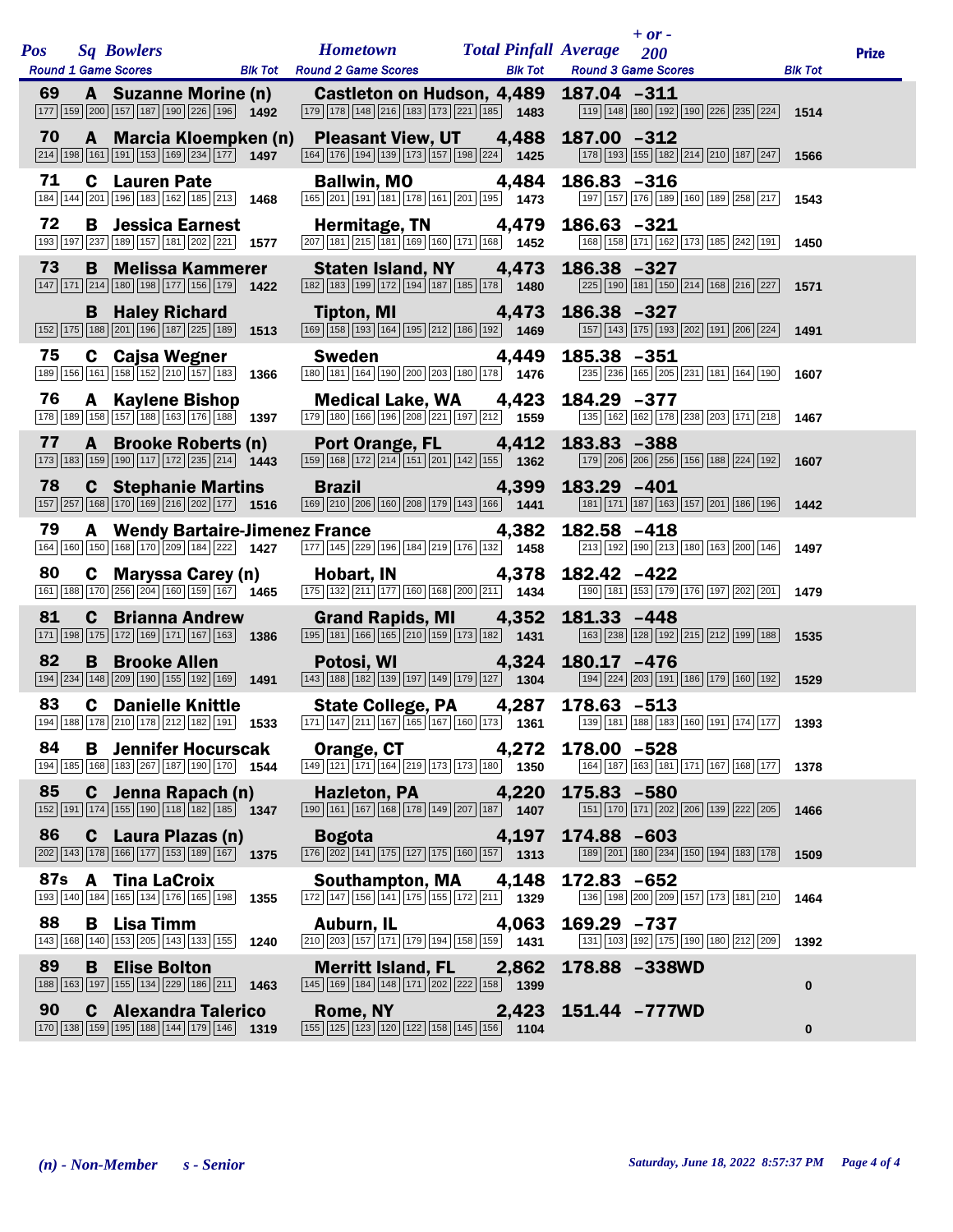| Pos | Sq | Bowlers | Hometown | Total Pinfall | Average | + or - 200 | Prize |
|---|---|---|---|---|---|---|---|
| Round 1 Game Scores | | Blk Tot | Round 2 Game Scores | Blk Tot | Round 3 Game Scores | Blk Tot | |
| 69 | A | Suzanne Morine (n) | Castleton on Hudson, | 4,489 | 187.04 | -311 | |
| 177 159 200 157 187 190 226 196 | | 1492 | 179 178 148 216 183 173 221 185 | 1483 | 119 148 180 192 190 226 235 224 | 1514 | |
| 70 | A | Marcia Kloempken (n) | Pleasant View, UT | 4,488 | 187.00 | -312 | |
| 214 198 161 191 153 169 234 177 | | 1497 | 164 176 194 139 173 157 198 224 | 1425 | 178 193 155 182 214 210 187 247 | 1566 | |
| 71 | C | Lauren Pate | Ballwin, MO | 4,484 | 186.83 | -316 | |
| 184 144 201 196 183 162 185 213 | | 1468 | 165 201 191 181 178 161 201 195 | 1473 | 197 157 176 189 160 189 258 217 | 1543 | |
| 72 | B | Jessica Earnest | Hermitage, TN | 4,479 | 186.63 | -321 | |
| 193 197 237 189 157 181 202 221 | | 1577 | 207 181 215 181 169 160 171 168 | 1452 | 168 158 171 162 173 185 242 191 | 1450 | |
| 73 | B | Melissa Kammerer | Staten Island, NY | 4,473 | 186.38 | -327 | |
| 147 171 214 180 198 177 156 179 | | 1422 | 182 183 199 172 194 187 185 178 | 1480 | 225 190 181 150 214 168 216 227 | 1571 | |
| | B | Haley Richard | Tipton, MI | 4,473 | 186.38 | -327 | |
| 152 175 188 201 196 187 225 189 | | 1513 | 169 158 193 164 195 212 186 192 | 1469 | 157 143 175 193 202 191 206 224 | 1491 | |
| 75 | C | Cajsa Wegner | Sweden | 4,449 | 185.38 | -351 | |
| 189 156 161 158 152 210 157 183 | | 1366 | 180 181 164 190 200 203 180 178 | 1476 | 235 236 165 205 231 181 164 190 | 1607 | |
| 76 | A | Kaylene Bishop | Medical Lake, WA | 4,423 | 184.29 | -377 | |
| 178 189 158 157 188 163 176 188 | | 1397 | 179 180 166 196 208 221 197 212 | 1559 | 135 162 162 178 238 203 171 218 | 1467 | |
| 77 | A | Brooke Roberts (n) | Port Orange, FL | 4,412 | 183.83 | -388 | |
| 173 183 159 190 117 172 235 214 | | 1443 | 159 168 172 214 151 201 142 155 | 1362 | 179 206 206 256 156 188 224 192 | 1607 | |
| 78 | C | Stephanie Martins | Brazil | 4,399 | 183.29 | -401 | |
| 157 257 168 170 169 216 202 177 | | 1516 | 169 210 206 160 208 179 143 166 | 1441 | 181 171 187 163 157 201 186 196 | 1442 | |
| 79 | A | Wendy Bartaire-Jimenez | France | 4,382 | 182.58 | -418 | |
| 164 160 150 168 170 209 184 222 | | 1427 | 177 145 229 196 184 219 176 132 | 1458 | 213 192 190 213 180 163 200 146 | 1497 | |
| 80 | C | Maryssa Carey (n) | Hobart, IN | 4,378 | 182.42 | -422 | |
| 161 188 170 256 204 160 159 167 | | 1465 | 175 132 211 177 160 168 200 211 | 1434 | 190 181 153 179 176 197 202 201 | 1479 | |
| 81 | C | Brianna Andrew | Grand Rapids, MI | 4,352 | 181.33 | -448 | |
| 171 198 175 172 169 171 167 163 | | 1386 | 195 181 166 165 210 159 173 182 | 1431 | 163 238 128 192 215 212 199 188 | 1535 | |
| 82 | B | Brooke Allen | Potosi, WI | 4,324 | 180.17 | -476 | |
| 194 234 148 209 190 155 192 169 | | 1491 | 143 188 182 139 197 149 179 127 | 1304 | 194 224 203 191 186 179 160 192 | 1529 | |
| 83 | C | Danielle Knittle | State College, PA | 4,287 | 178.63 | -513 | |
| 194 188 178 210 178 212 182 191 | | 1533 | 171 147 211 167 165 167 160 173 | 1361 | 139 181 188 183 160 191 174 177 | 1393 | |
| 84 | B | Jennifer Hocurscak | Orange, CT | 4,272 | 178.00 | -528 | |
| 194 185 168 183 267 187 190 170 | | 1544 | 149 121 171 164 219 173 173 180 | 1350 | 164 187 163 181 171 167 168 177 | 1378 | |
| 85 | C | Jenna Rapach (n) | Hazleton, PA | 4,220 | 175.83 | -580 | |
| 152 191 174 155 190 118 182 185 | | 1347 | 190 161 167 168 178 149 207 187 | 1407 | 151 170 171 202 206 139 222 205 | 1466 | |
| 86 | C | Laura Plazas (n) | Bogota | 4,197 | 174.88 | -603 | |
| 202 143 178 166 177 153 189 167 | | 1375 | 176 202 141 175 127 175 160 157 | 1313 | 189 201 180 234 150 194 183 178 | 1509 | |
| 87s | A | Tina LaCroix | Southampton, MA | 4,148 | 172.83 | -652 | |
| 193 140 184 165 134 176 165 198 | | 1355 | 172 147 156 141 175 155 172 211 | 1329 | 136 198 200 209 157 173 181 210 | 1464 | |
| 88 | B | Lisa Timm | Auburn, IL | 4,063 | 169.29 | -737 | |
| 143 168 140 153 205 143 133 155 | | 1240 | 210 203 157 171 179 194 158 159 | 1431 | 131 103 192 175 190 180 212 209 | 1392 | |
| 89 | B | Elise Bolton | Merritt Island, FL | 2,862 | 178.88 | -338WD | |
| 188 163 197 155 134 229 186 211 | | 1463 | 145 169 184 148 171 202 222 158 | 1399 | | 0 | |
| 90 | C | Alexandra Talerico | Rome, NY | 2,423 | 151.44 | -777WD | |
| 170 138 159 195 188 144 179 146 | | 1319 | 155 125 123 120 122 158 145 156 | 1104 | | 0 | |

*(n) - Non-Member* *s - Senior*

*Saturday, June 18, 2022 8:57:37 PM*